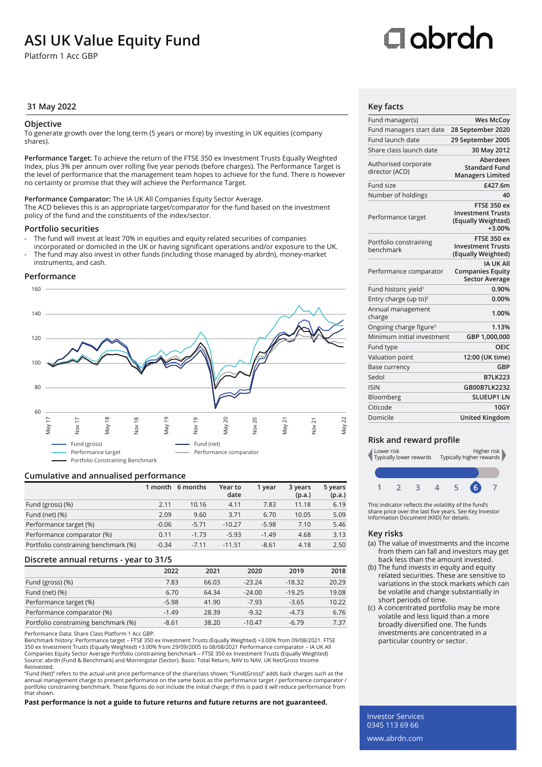# ASI UK Value Equity Fund

Platform 1 Acc GBP

## 31 May 2022

### Objective

To generate growth over the long term (5 years or more) by investing in UK equities (company shares).

**Performance Target:** To achieve the return of the FTSE 350 ex Investment Trusts Equally Weighted Index, plus 3% per annum over rolling five year periods (before charges). The Performance Target is the level of performance that the management team hopes to achieve for the fund. There is however no certainty or promise that they will achieve the Performance Target.

**Performance Comparator:** The IA UK All Companies Equity Sector Average.
The ACD believes this is an appropriate target/comparator for the fund based on the investment policy of the fund and the constituents of the index/sector.

### Portfolio securities

- The fund will invest at least 70% in equities and equity related securities of companies incorporated or domiciled in the UK or having significant operations and/or exposure to the UK.
- The fund may also invest in other funds (including those managed by abrdn), money-market instruments, and cash.

### Performance

Fund (gross) — Fund (net) — Performance target — Performance comparator — Portfolio Constraining Benchmark

### Cumulative and annualised performance

| | 1 month | 6 months | Year to date | 1 year | 3 years (p.a.) | 5 years (p.a.) |
|---|---|---|---|---|---|---|
| Fund (gross) (%) | 2.11 | 10.16 | 4.11 | 7.83 | 11.18 | 6.19 |
| Fund (net) (%) | 2.09 | 9.60 | 3.71 | 6.70 | 10.05 | 5.09 |
| Performance target (%) | -0.06 | -5.71 | -10.27 | -5.98 | 7.10 | 5.46 |
| Performance comparator (%) | 0.11 | -1.73 | -5.93 | -1.49 | 4.68 | 3.13 |
| Portfolio constraining benchmark (%) | -0.34 | -7.11 | -11.51 | -8.61 | 4.18 | 2.50 |

### Discrete annual returns - year to 31/5

| | 2022 | 2021 | 2020 | 2019 | 2018 |
|---|---|---|---|---|---|
| Fund (gross) (%) | 7.83 | 66.03 | -23.24 | -18.32 | 20.29 |
| Fund (net) (%) | 6.70 | 64.34 | -24.00 | -19.25 | 19.08 |
| Performance target (%) | -5.98 | 41.90 | -7.93 | -3.65 | 10.22 |
| Performance comparator (%) | -1.49 | 28.39 | -9.32 | -4.73 | 6.76 |
| Portfolio constraining benchmark (%) | -8.61 | 38.20 | -10.47 | -6.79 | 7.37 |

Performance Data: Share Class Platform 1 Acc GBP.
Benchmark history: Performance target – FTSE 350 ex Investment Trusts (Equally Weighted) +3.00% from 09/08/2021. FTSE 350 ex Investment Trusts (Equally Weighted) +3.00% from 29/09/2005 to 08/08/2021 Performance comparator – IA UK All Companies Equity Sector Average Portfolio constraining benchmark – FTSE 350 ex Investment Trusts (Equally Weighted)
Source: abrdn (Fund & Benchmark) and Morningstar (Sector). Basis: Total Return, NAV to NAV, UK Net/Gross Income Reinvested.
"Fund (Net)" refers to the actual unit price performance of the shareclass shown; "Fund(Gross)" adds back charges such as the annual management charge to present performance on the same basis as the performance target / performance comparator / portfolio constraining benchmark. These figures do not include the initial charge; if this is paid it will reduce performance from that shown.

**Past performance is not a guide to future returns and future returns are not guaranteed.**

### Key facts

| | |
|---|---|
| Fund manager(s) | Wes McCoy |
| Fund managers start date | 28 September 2020 |
| Fund launch date | 29 September 2005 |
| Share class launch date | 30 May 2012 |
| Authorised corporate director (ACD) | Aberdeen Standard Fund Managers Limited |
| Fund size | £427.6m |
| Number of holdings | 40 |
| Performance target | FTSE 350 ex Investment Trusts (Equally Weighted) +3.00% |
| Portfolio constraining benchmark | FTSE 350 ex Investment Trusts (Equally Weighted) |
| Performance comparator | IA UK All Companies Equity Sector Average |
| Fund historic yield[1] | 0.90% |
| Entry charge (up to)[2] | 0.00% |
| Annual management charge | 1.00% |
| Ongoing charge figure[3] | 1.13% |
| Minimum initial investment | GBP 1,000,000 |
| Fund type | OEIC |
| Valuation point | 12:00 (UK time) |
| Base currency | GBP |
| Sedol | B7LK223 |
| ISIN | GB00B7LK2232 |
| Bloomberg | SLUEUP1 LN |
| Citicode | 10GY |
| Domicile | United Kingdom |

### Risk and reward profile

Lower risk — Typically lower rewards | Higher risk — Typically higher rewards

1 2 3 4 5 **6** 7

This indicator reflects the volatility of the fund's share price over the last five years. See Key Investor Information Document (KIID) for details.

### Key risks

(a) The value of investments and the income from them can fall and investors may get back less than the amount invested.
(b) The fund invests in equity and equity related securities. These are sensitive to variations in the stock markets which can be volatile and change substantially in short periods of time.
(c) A concentrated portfolio may be more volatile and less liquid than a more broadly diversified one. The funds investments are concentrated in a particular country or sector.

Investor Services
0345 113 69 66
www.abrdn.com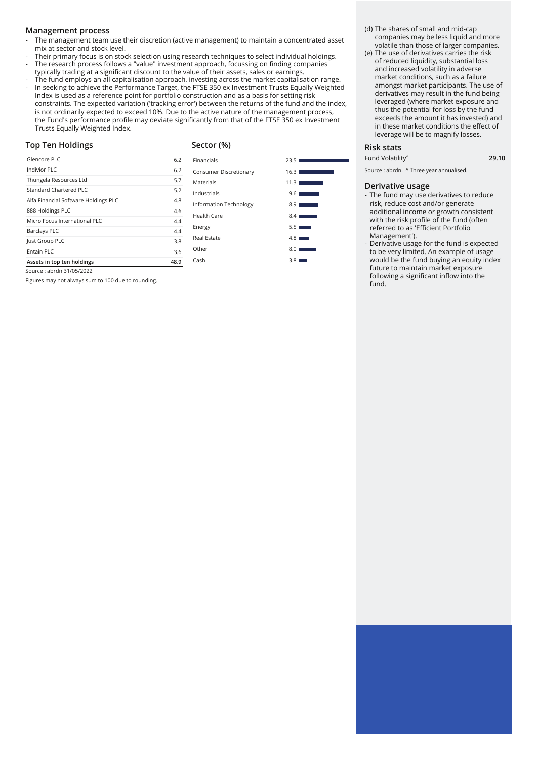## Management process

- The management team use their discretion (active management) to maintain a concentrated asset mix at sector and stock level.
- Their primary focus is on stock selection using research techniques to select individual holdings.
- The research process follows a "value" investment approach, focussing on finding companies typically trading at a significant discount to the value of their assets, sales or earnings.
- The fund employs an all capitalisation approach, investing across the market capitalisation range.
- In seeking to achieve the Performance Target, the FTSE 350 ex Investment Trusts Equally Weighted Index is used as a reference point for portfolio construction and as a basis for setting risk constraints. The expected variation ('tracking error') between the returns of the fund and the index, is not ordinarily expected to exceed 10%. Due to the active nature of the management process, the Fund's performance profile may deviate significantly from that of the FTSE 350 ex Investment Trusts Equally Weighted Index.

## Top Ten Holdings

| Holding | % |
|---|---|
| Glencore PLC | 6.2 |
| Indivior PLC | 6.2 |
| Thungela Resources Ltd | 5.7 |
| Standard Chartered PLC | 5.2 |
| Alfa Financial Software Holdings PLC | 4.8 |
| 888 Holdings PLC | 4.6 |
| Micro Focus International PLC | 4.4 |
| Barclays PLC | 4.4 |
| Just Group PLC | 3.8 |
| Entain PLC | 3.6 |
| **Assets in top ten holdings** | **48.9** |

Source : abrdn 31/05/2022

Figures may not always sum to 100 due to rounding.

## Sector (%)

| Sector | % |
|---|---|
| Financials | 23.5 |
| Consumer Discretionary | 16.3 |
| Materials | 11.3 |
| Industrials | 9.6 |
| Information Technology | 8.9 |
| Health Care | 8.4 |
| Energy | 5.5 |
| Real Estate | 4.8 |
| Other | 8.0 |
| Cash | 3.8 |

(d) The shares of small and mid-cap companies may be less liquid and more volatile than those of larger companies.

(e) The use of derivatives carries the risk of reduced liquidity, substantial loss and increased volatility in adverse market conditions, such as a failure amongst market participants. The use of derivatives may result in the fund being leveraged (where market exposure and thus the potential for loss by the fund exceeds the amount it has invested) and in these market conditions the effect of leverage will be to magnify losses.

## Risk stats

| | |
|---|---|
| Fund Volatility^ | **29.10** |

Source : abrdn. ^ Three year annualised.

## Derivative usage

- The fund may use derivatives to reduce risk, reduce cost and/or generate additional income or growth consistent with the risk profile of the fund (often referred to as 'Efficient Portfolio Management').
- Derivative usage for the fund is expected to be very limited. An example of usage would be the fund buying an equity index future to maintain market exposure following a significant inflow into the fund.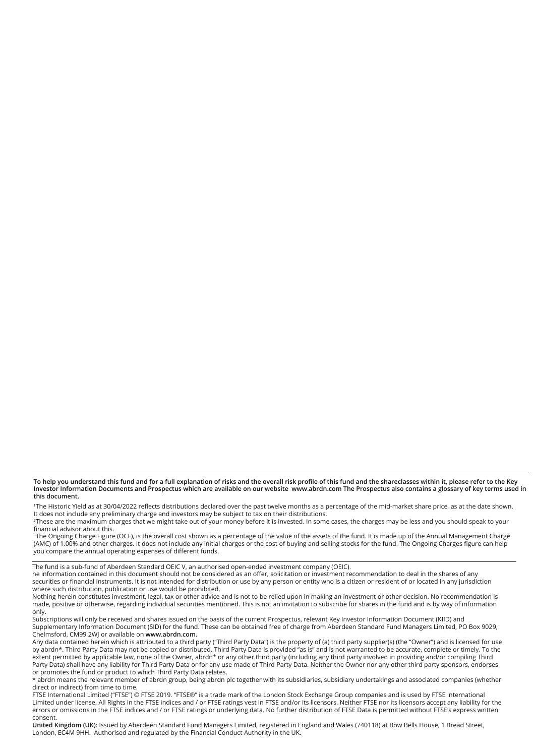**To help you understand this fund and for a full explanation of risks and the overall risk profile of this fund and the shareclasses within it, please refer to the Key Investor Information Documents and Prospectus which are available on our website www.abrdn.com The Prospectus also contains a glossary of key terms used in this document.**

[1]The Historic Yield as at 30/04/2022 reflects distributions declared over the past twelve months as a percentage of the mid-market share price, as at the date shown. It does not include any preliminary charge and investors may be subject to tax on their distributions.

[2]These are the maximum charges that we might take out of your money before it is invested. In some cases, the charges may be less and you should speak to your financial advisor about this.

[3]The Ongoing Charge Figure (OCF), is the overall cost shown as a percentage of the value of the assets of the fund. It is made up of the Annual Management Charge (AMC) of 1.00% and other charges. It does not include any initial charges or the cost of buying and selling stocks for the fund. The Ongoing Charges figure can help you compare the annual operating expenses of different funds.

---

The fund is a sub-fund of Aberdeen Standard OEIC V, an authorised open-ended investment company (OEIC).

he information contained in this document should not be considered as an offer, solicitation or investment recommendation to deal in the shares of any securities or financial instruments. It is not intended for distribution or use by any person or entity who is a citizen or resident of or located in any jurisdiction where such distribution, publication or use would be prohibited.

Nothing herein constitutes investment, legal, tax or other advice and is not to be relied upon in making an investment or other decision. No recommendation is made, positive or otherwise, regarding individual securities mentioned. This is not an invitation to subscribe for shares in the fund and is by way of information only.

Subscriptions will only be received and shares issued on the basis of the current Prospectus, relevant Key Investor Information Document (KIID) and Supplementary Information Document (SID) for the fund. These can be obtained free of charge from Aberdeen Standard Fund Managers Limited, PO Box 9029, Chelmsford, CM99 2WJ or available on **www.abrdn.com.**

Any data contained herein which is attributed to a third party ("Third Party Data") is the property of (a) third party supplier(s) (the "Owner") and is licensed for use by abrdn*. Third Party Data may not be copied or distributed. Third Party Data is provided "as is" and is not warranted to be accurate, complete or timely. To the extent permitted by applicable law, none of the Owner, abrdn* or any other third party (including any third party involved in providing and/or compiling Third Party Data) shall have any liability for Third Party Data or for any use made of Third Party Data. Neither the Owner nor any other third party sponsors, endorses or promotes the fund or product to which Third Party Data relates.

* abrdn means the relevant member of abrdn group, being abrdn plc together with its subsidiaries, subsidiary undertakings and associated companies (whether direct or indirect) from time to time.

FTSE International Limited ("FTSE") © FTSE 2019. "FTSE®" is a trade mark of the London Stock Exchange Group companies and is used by FTSE International Limited under license. All Rights in the FTSE indices and / or FTSE ratings vest in FTSE and/or its licensors. Neither FTSE nor its licensors accept any liability for the errors or omissions in the FTSE indices and / or FTSE ratings or underlying data. No further distribution of FTSE Data is permitted without FTSE's express written consent.

**United Kingdom (UK):** Issued by Aberdeen Standard Fund Managers Limited, registered in England and Wales (740118) at Bow Bells House, 1 Bread Street, London, EC4M 9HH. Authorised and regulated by the Financial Conduct Authority in the UK.